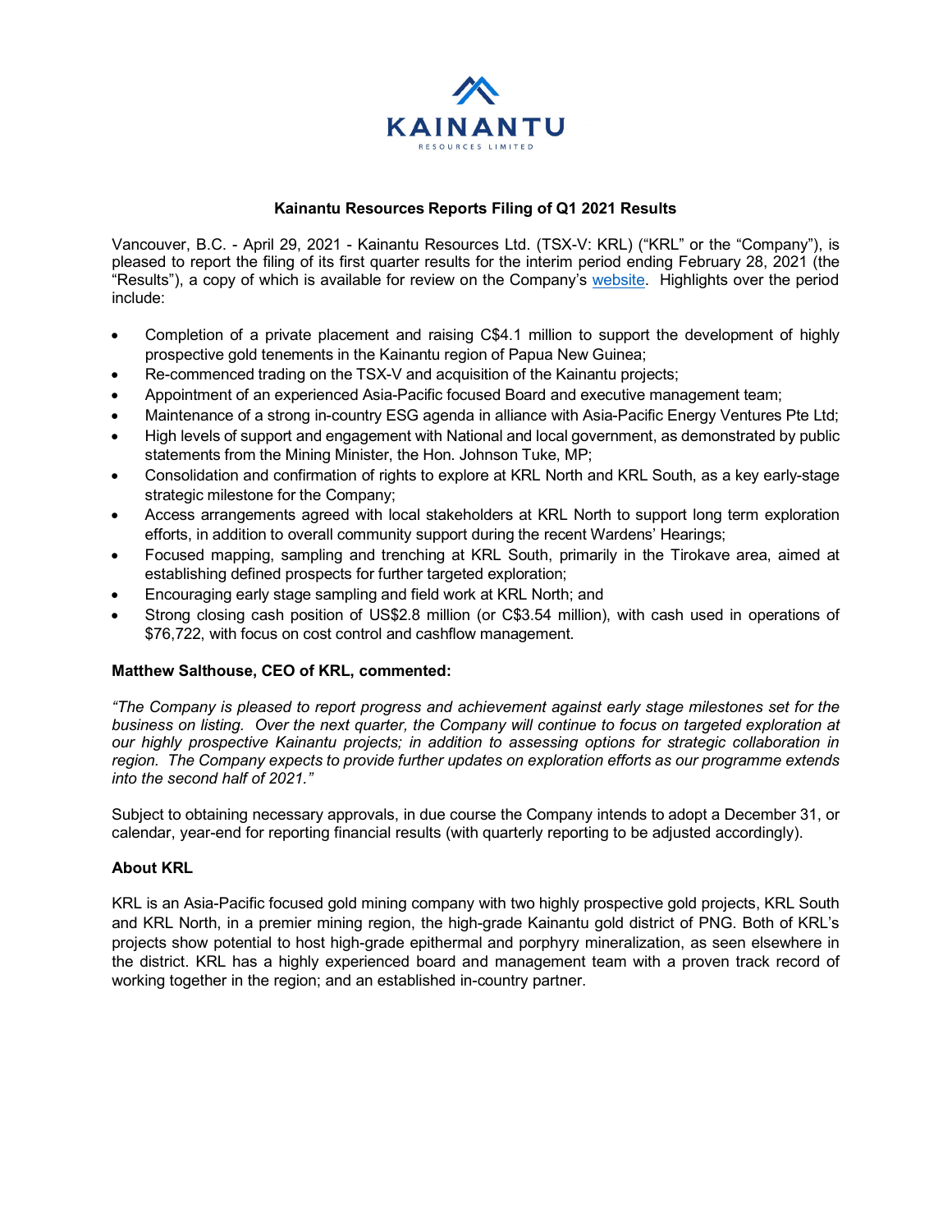# Kainantu Resources Reports Filing of Q1 2021 Results

Vancouver, B.C. - April 29, 2021 - Kainantu Resources Ltd. (TSX-V: KRL) ("KRL" or the "Company"), is pleased to report the filing of its first quarter results for the interim period ending February 28, 2021 (the "Results"), a copy of which is available for review on the Company's website. Highlights over the period include:

- Completion of a private placement and raising C$4.1 million to support the development of highly prospective gold tenements in the Kainantu region of Papua New Guinea;
- Re-commenced trading on the TSX-V and acquisition of the Kainantu projects;
- Appointment of an experienced Asia-Pacific focused Board and executive management team;
- Maintenance of a strong in-country ESG agenda in alliance with Asia-Pacific Energy Ventures Pte Ltd;
- High levels of support and engagement with National and local government, as demonstrated by public statements from the Mining Minister, the Hon. Johnson Tuke, MP;
- Consolidation and confirmation of rights to explore at KRL North and KRL South, as a key early-stage strategic milestone for the Company;
- Access arrangements agreed with local stakeholders at KRL North to support long term exploration efforts, in addition to overall community support during the recent Wardens' Hearings;
- Focused mapping, sampling and trenching at KRL South, primarily in the Tirokave area, aimed at establishing defined prospects for further targeted exploration;
- Encouraging early stage sampling and field work at KRL North; and
- Strong closing cash position of US$2.8 million (or C$3.54 million), with cash used in operations of $76,722, with focus on cost control and cashflow management.

**Matthew Salthouse, CEO of KRL, commented:**

*"The Company is pleased to report progress and achievement against early stage milestones set for the business on listing. Over the next quarter, the Company will continue to focus on targeted exploration at our highly prospective Kainantu projects; in addition to assessing options for strategic collaboration in region. The Company expects to provide further updates on exploration efforts as our programme extends into the second half of 2021."*

Subject to obtaining necessary approvals, in due course the Company intends to adopt a December 31, or calendar, year-end for reporting financial results (with quarterly reporting to be adjusted accordingly).

**About KRL**

KRL is an Asia-Pacific focused gold mining company with two highly prospective gold projects, KRL South and KRL North, in a premier mining region, the high-grade Kainantu gold district of PNG. Both of KRL's projects show potential to host high-grade epithermal and porphyry mineralization, as seen elsewhere in the district. KRL has a highly experienced board and management team with a proven track record of working together in the region; and an established in-country partner.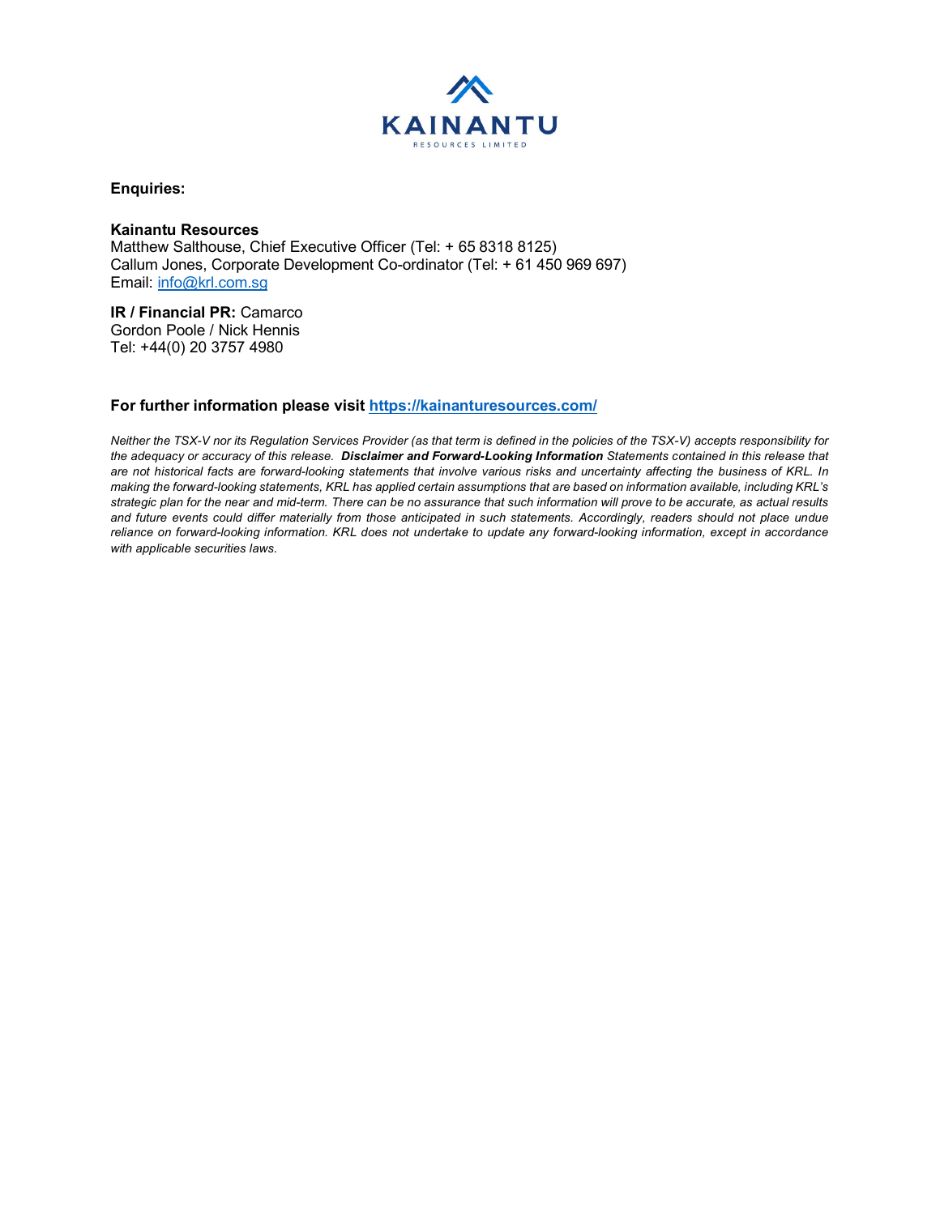**Enquiries:**

**Kainantu Resources**
Matthew Salthouse, Chief Executive Officer (Tel: + 65 8318 8125)
Callum Jones, Corporate Development Co-ordinator (Tel: + 61 450 969 697)
Email: info@krl.com.sg

**IR / Financial PR:** Camarco
Gordon Poole / Nick Hennis
Tel: +44(0) 20 3757 4980

**For further information please visit https://kainanturesources.com/**

*Neither the TSX-V nor its Regulation Services Provider (as that term is defined in the policies of the TSX-V) accepts responsibility for the adequacy or accuracy of this release.* ***Disclaimer and Forward-Looking Information*** *Statements contained in this release that are not historical facts are forward-looking statements that involve various risks and uncertainty affecting the business of KRL. In making the forward-looking statements, KRL has applied certain assumptions that are based on information available, including KRL's strategic plan for the near and mid-term. There can be no assurance that such information will prove to be accurate, as actual results and future events could differ materially from those anticipated in such statements. Accordingly, readers should not place undue reliance on forward-looking information. KRL does not undertake to update any forward-looking information, except in accordance with applicable securities laws.*